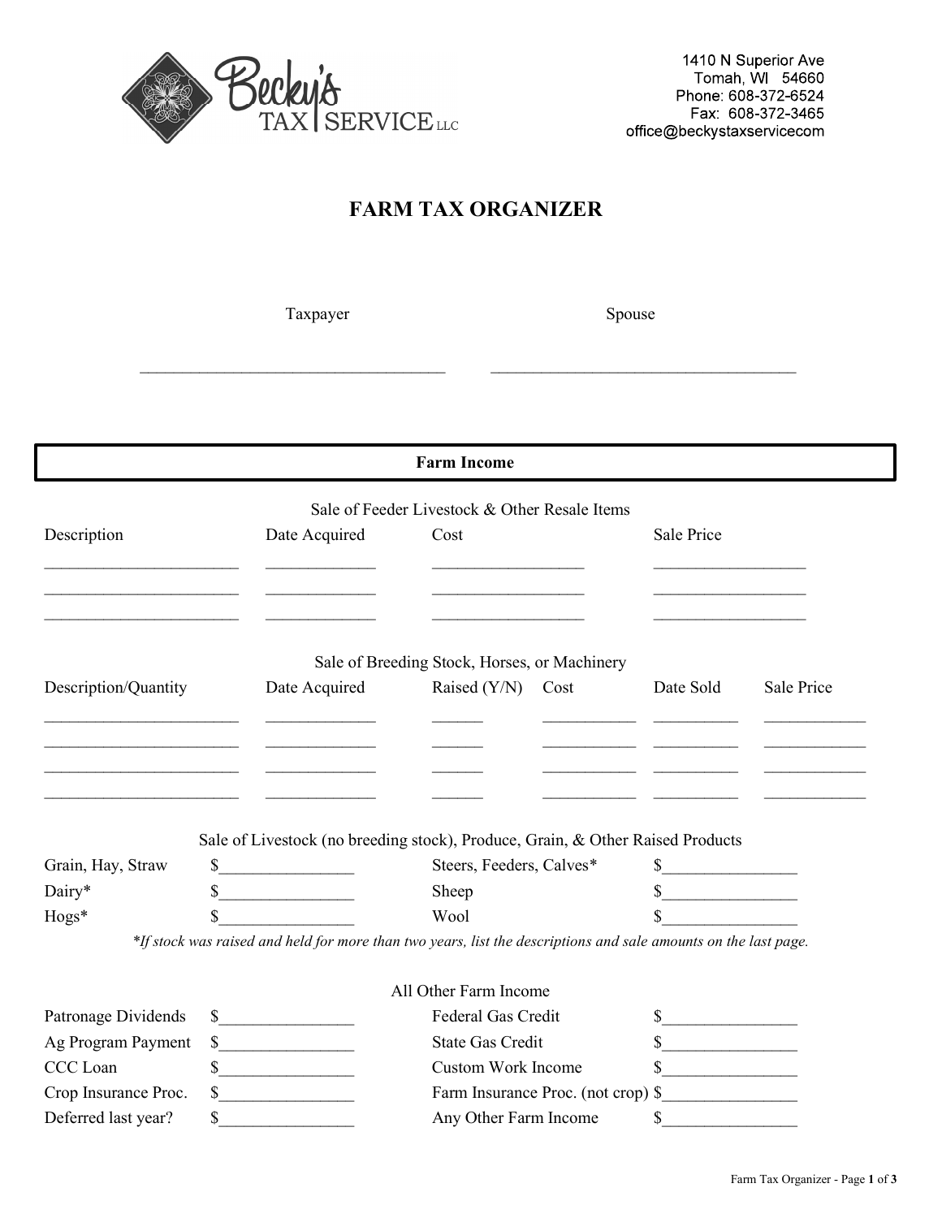Becky's TAX | SERVICE LLC

1410 N Superior Ave
Tomah, WI 54660
Phone: 608-372-6524
Fax: 608-372-3465
office@beckystaxservicecom

# FARM TAX ORGANIZER

| Taxpayer | Spouse |
|---|---|
| ____________________________________ | ____________________________________ |

## Farm Income

### Sale of Feeder Livestock & Other Resale Items

| Description | Date Acquired | Cost | Sale Price |
|---|---|---|---|
| ______________________ | _____________ | _________________ | _________________ |
| ______________________ | _____________ | _________________ | _________________ |
| ______________________ | _____________ | _________________ | _________________ |

### Sale of Breeding Stock, Horses, or Machinery

| Description/Quantity | Date Acquired | Raised (Y/N) | Cost | Date Sold | Sale Price |
|---|---|---|---|---|---|
| ______________________ | _____________ | ______ | ___________ | __________ | ___________ |
| ______________________ | _____________ | ______ | ___________ | __________ | ___________ |
| ______________________ | _____________ | ______ | ___________ | __________ | ___________ |
| ______________________ | _____________ | ______ | ___________ | __________ | ___________ |

### Sale of Livestock (no breeding stock), Produce, Grain, & Other Raised Products

| | | | |
|---|---|---|---|
| Grain, Hay, Straw | $_______________ | Steers, Feeders, Calves* | $_______________ |
| Dairy* | $_______________ | Sheep | $_______________ |
| Hogs* | $_______________ | Wool | $_______________ |

*\*If stock was raised and held for more than two years, list the descriptions and sale amounts on the last page.*

### All Other Farm Income

| | | | |
|---|---|---|---|
| Patronage Dividends | $_______________ | Federal Gas Credit | $_______________ |
| Ag Program Payment | $_______________ | State Gas Credit | $_______________ |
| CCC Loan | $_______________ | Custom Work Income | $_______________ |
| Crop Insurance Proc. | $_______________ | Farm Insurance Proc. (not crop) | $_______________ |
| Deferred last year? | $_______________ | Any Other Farm Income | $_______________ |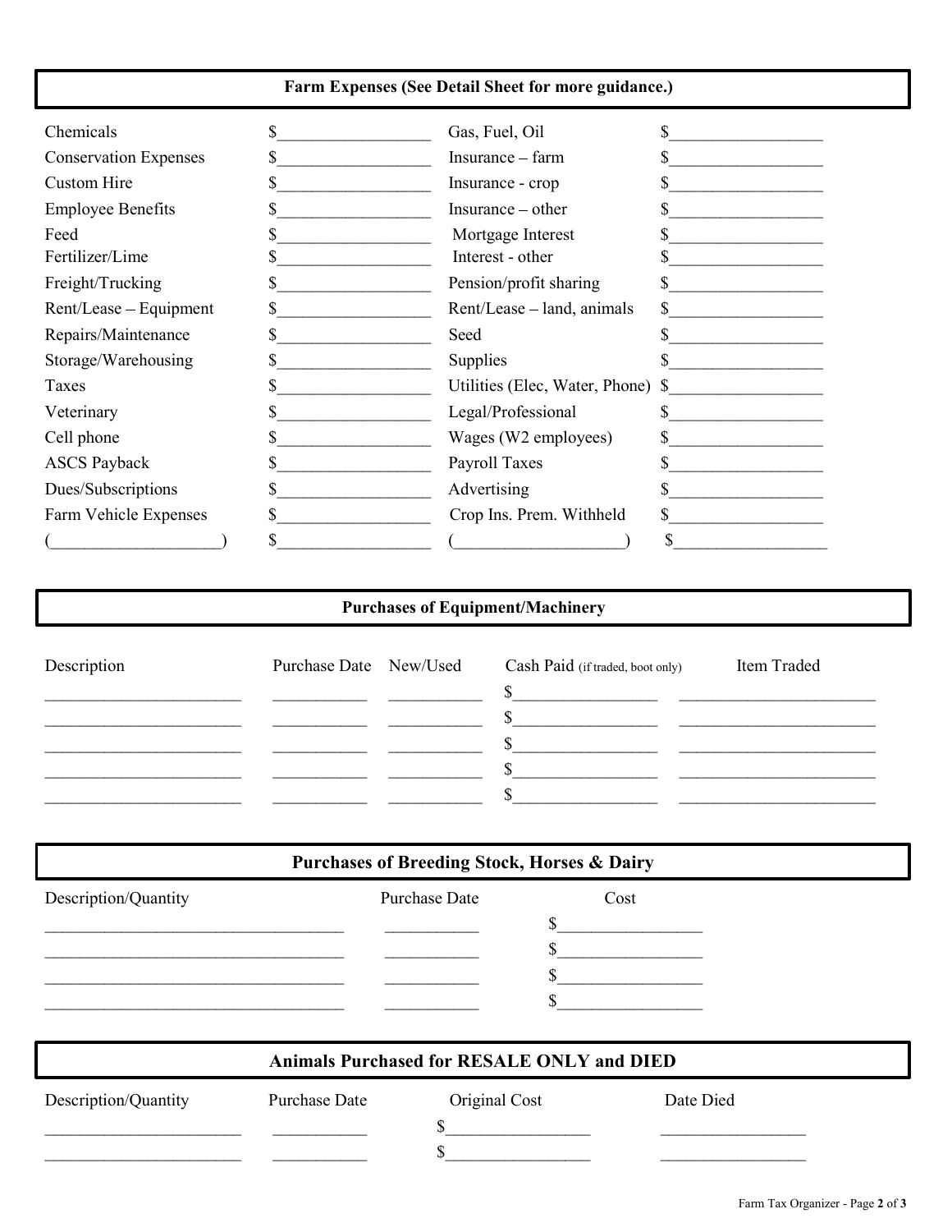## Farm Expenses (See Detail Sheet for more guidance.)

| | | | |
|---|---|---|---|
| Chemicals | $__________ | Gas, Fuel, Oil | $__________ |
| Conservation Expenses | $__________ | Insurance – farm | $__________ |
| Custom Hire | $__________ | Insurance - crop | $__________ |
| Employee Benefits | $__________ | Insurance – other | $__________ |
| Feed | $__________ | Mortgage Interest | $__________ |
| Fertilizer/Lime | $__________ | Interest - other | $__________ |
| Freight/Trucking | $__________ | Pension/profit sharing | $__________ |
| Rent/Lease – Equipment | $__________ | Rent/Lease – land, animals | $__________ |
| Repairs/Maintenance | $__________ | Seed | $__________ |
| Storage/Warehousing | $__________ | Supplies | $__________ |
| Taxes | $__________ | Utilities (Elec, Water, Phone) | $__________ |
| Veterinary | $__________ | Legal/Professional | $__________ |
| Cell phone | $__________ | Wages (W2 employees) | $__________ |
| ASCS Payback | $__________ | Payroll Taxes | $__________ |
| Dues/Subscriptions | $__________ | Advertising | $__________ |
| Farm Vehicle Expenses | $__________ | Crop Ins. Prem. Withheld | $__________ |
| (____________) | $__________ | (____________) | $__________ |

## Purchases of Equipment/Machinery

| Description | Purchase Date | New/Used | Cash Paid (if traded, boot only) | Item Traded |
|---|---|---|---|---|
| | | | $ | |
| | | | $ | |
| | | | $ | |
| | | | $ | |
| | | | $ | |

## Purchases of Breeding Stock, Horses & Dairy

| Description/Quantity | Purchase Date | Cost |
|---|---|---|
| | | $ |
| | | $ |
| | | $ |
| | | $ |

## Animals Purchased for RESALE ONLY and DIED

| Description/Quantity | Purchase Date | Original Cost | Date Died |
|---|---|---|---|
| | | $ | |
| | | $ | |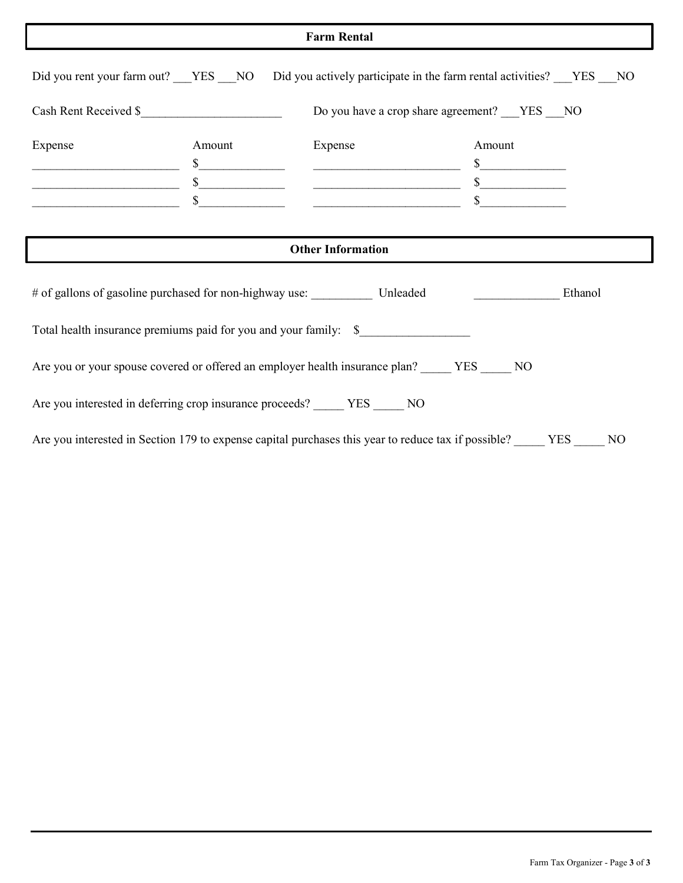## Farm Rental

Did you rent your farm out? ___YES ___NO    Did you actively participate in the farm rental activities? ___YES ___NO

Cash Rent Received $_______________________    Do you have a crop share agreement? ___YES ___NO

| Expense | Amount | Expense | Amount |
|---|---|---|---|
| ________________________ | $_____________ | ________________________ | $_____________ |
| ________________________ | $_____________ | ________________________ | $_____________ |
| ________________________ | $_____________ | ________________________ | $_____________ |

## Other Information

# of gallons of gasoline purchased for non-highway use: __________ Unleaded    ______________ Ethanol

Total health insurance premiums paid for you and your family: $__________________

Are you or your spouse covered or offered an employer health insurance plan? _____ YES _____ NO

Are you interested in deferring crop insurance proceeds? _____ YES _____ NO

Are you interested in Section 179 to expense capital purchases this year to reduce tax if possible? _____ YES _____ NO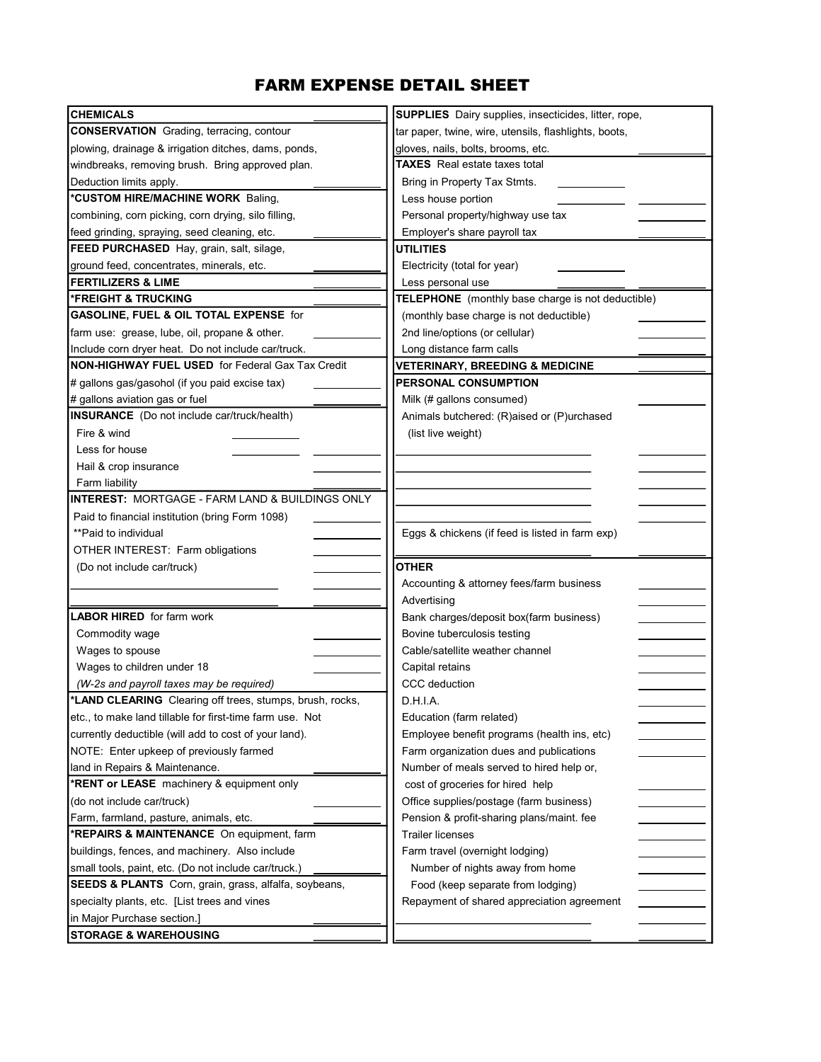# FARM EXPENSE DETAIL SHEET

**CHEMICALS** ____________

**CONSERVATION** Grading, terracing, contour plowing, drainage & irrigation ditches, dams, ponds, windbreaks, removing brush. Bring approved plan. Deduction limits apply. ____________

***CUSTOM HIRE/MACHINE WORK** Baling, combining, corn picking, corn drying, silo filling, feed grinding, spraying, seed cleaning, etc. ____________

**FEED PURCHASED** Hay, grain, salt, silage, ground feed, concentrates, minerals, etc. ____________

**FERTILIZERS & LIME** ____________

***FREIGHT & TRUCKING** ____________

**GASOLINE, FUEL & OIL TOTAL EXPENSE** for farm use: grease, lube, oil, propane & other. Include corn dryer heat. Do not include car/truck. ____________

**NON-HIGHWAY FUEL USED** for Federal Gax Tax Credit

- # gallons gas/gasohol (if you paid excise tax) ____________
- # gallons aviation gas or fuel ____________

**INSURANCE** (Do not include car/truck/health)

- Fire & wind ____________
- Less for house ____________ ____________
- Hail & crop insurance ____________
- Farm liability ____________

**INTEREST:** MORTGAGE - FARM LAND & BUILDINGS ONLY

- Paid to financial institution (bring Form 1098) ____________
- **Paid to individual ____________
- OTHER INTEREST: Farm obligations ____________
- (Do not include car/truck) ____________
- ____________ ____________
- ____________ ____________

**LABOR HIRED** for farm work

- Commodity wage ____________
- Wages to spouse ____________
- Wages to children under 18 ____________
- *(W-2s and payroll taxes may be required)*

***LAND CLEARING** Clearing off trees, stumps, brush, rocks, etc., to make land tillable for first-time farm use. Not currently deductible (will add to cost of your land). NOTE: Enter upkeep of previously farmed land in Repairs & Maintenance. ____________

***RENT or LEASE** machinery & equipment only (do not include car/truck) ____________

Farm, farmland, pasture, animals, etc. ____________

***REPAIRS & MAINTENANCE** On equipment, farm buildings, fences, and machinery. Also include small tools, paint, etc. (Do not include car/truck.) ____________

**SEEDS & PLANTS** Corn, grain, grass, alfalfa, soybeans, specialty plants, etc. [List trees and vines in Major Purchase section.] ____________

**STORAGE & WAREHOUSING** ____________

**SUPPLIES** Dairy supplies, insecticides, litter, rope, tar paper, twine, wire, utensils, flashlights, boots, gloves, nails, bolts, brooms, etc. ____________

**TAXES** Real estate taxes total

- Bring in Property Tax Stmts. ____________
- Less house portion ____________ ____________
- Personal property/highway use tax ____________
- Employer's share payroll tax ____________

**UTILITIES**

- Electricity (total for year) ____________
- Less personal use ____________

**TELEPHONE** (monthly base charge is not deductible)

- (monthly base charge is not deductible) ____________
- 2nd line/options (or cellular) ____________
- Long distance farm calls ____________

**VETERINARY, BREEDING & MEDICINE** ____________

**PERSONAL CONSUMPTION**

- Milk (# gallons consumed) ____________
- Animals butchered: (R)aised or (P)urchased (list live weight)
- ____________ ____________
- ____________ ____________
- ____________ ____________
- ____________ ____________
- ____________ ____________
- Eggs & chickens (if feed is listed in farm exp)
- ____________ ____________

**OTHER**

- Accounting & attorney fees/farm business ____________
- Advertising ____________
- Bank charges/deposit box(farm business) ____________
- Bovine tuberculosis testing ____________
- Cable/satellite weather channel ____________
- Capital retains ____________
- CCC deduction ____________
- D.H.I.A. ____________
- Education (farm related) ____________
- Employee benefit programs (health ins, etc) ____________
- Farm organization dues and publications ____________
- Number of meals served to hired help or, cost of groceries for hired help ____________
- Office supplies/postage (farm business) ____________
- Pension & profit-sharing plans/maint. fee ____________
- Trailer licenses ____________
- Farm travel (overnight lodging) ____________
  - Number of nights away from home ____________
  - Food (keep separate from lodging) ____________
- Repayment of shared appreciation agreement ____________
- ____________ ____________
- ____________ ____________